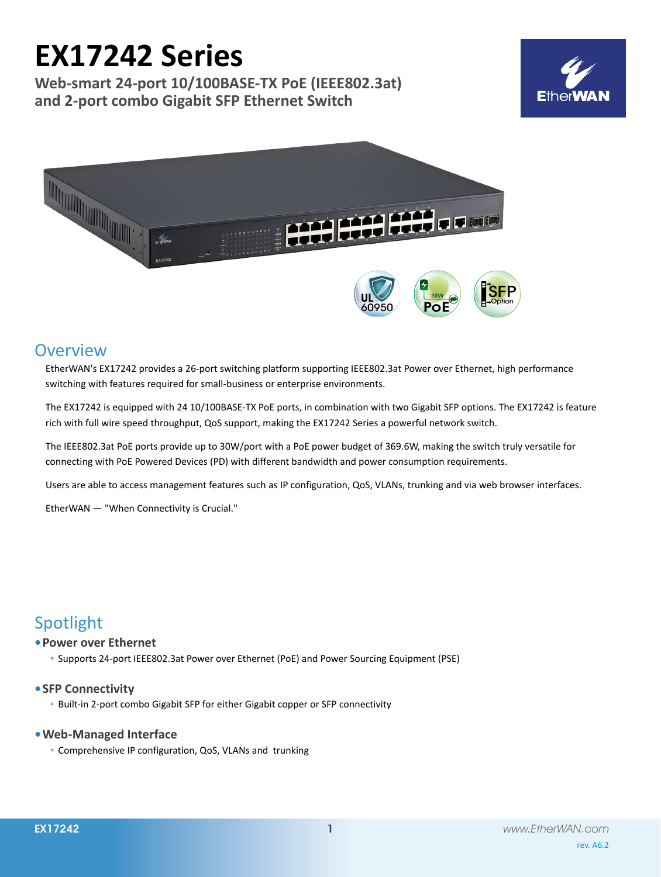# EX17242 Series

**Web-smart 24-port 10/100BASE-TX PoE (IEEE802.3at) and 2-port combo Gigabit SFP Ethernet Switch**

## Overview

EtherWAN's EX17242 provides a 26-port switching platform supporting IEEE802.3at Power over Ethernet, high performance switching with features required for small-business or enterprise environments.

The EX17242 is equipped with 24 10/100BASE-TX PoE ports, in combination with two Gigabit SFP options. The EX17242 is feature rich with full wire speed throughput, QoS support, making the EX17242 Series a powerful network switch.

The IEEE802.3at PoE ports provide up to 30W/port with a PoE power budget of 369.6W, making the switch truly versatile for connecting with PoE Powered Devices (PD) with different bandwidth and power consumption requirements.

Users are able to access management features such as IP configuration, QoS, VLANs, trunking and via web browser interfaces.

EtherWAN — "When Connectivity is Crucial."

## Spotlight

- **Power over Ethernet**
  - Supports 24-port IEEE802.3at Power over Ethernet (PoE) and Power Sourcing Equipment (PSE)
- **SFP Connectivity**
  - Built-in 2-port combo Gigabit SFP for either Gigabit copper or SFP connectivity
- **Web-Managed Interface**
  - Comprehensive IP configuration, QoS, VLANs and trunking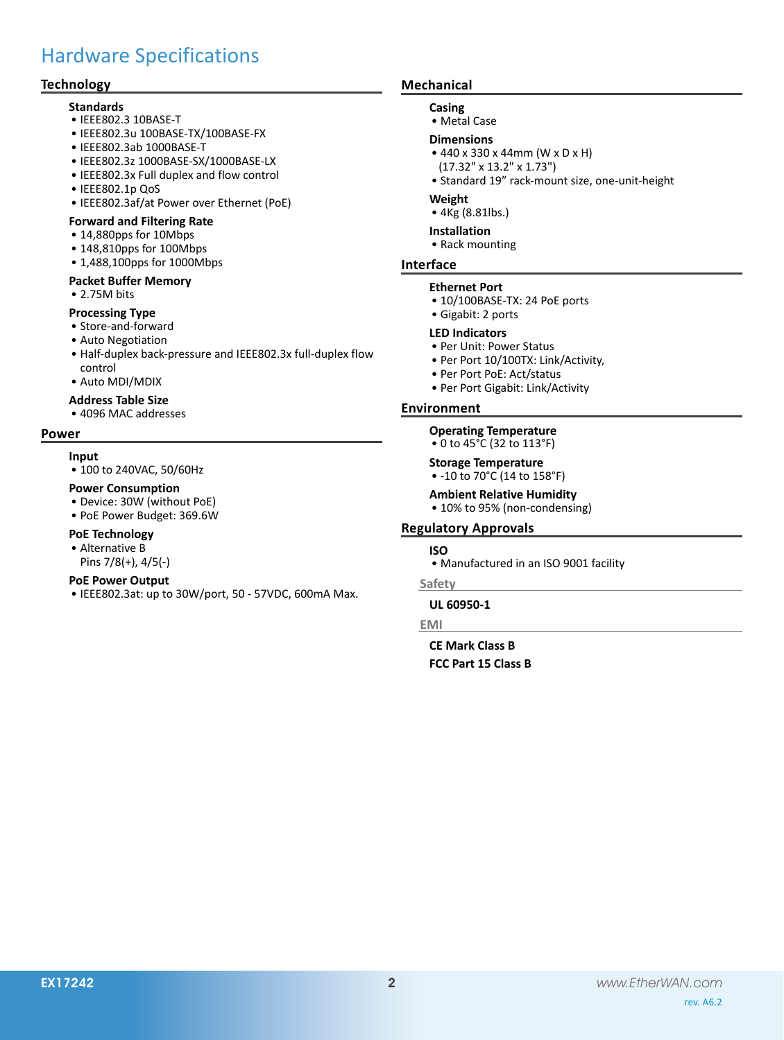# Hardware Specifications

## Technology

### Standards
- IEEE802.3 10BASE-T
- IEEE802.3u 100BASE-TX/100BASE-FX
- IEEE802.3ab 1000BASE-T
- IEEE802.3z 1000BASE-SX/1000BASE-LX
- IEEE802.3x Full duplex and flow control
- IEEE802.1p QoS
- IEEE802.3af/at Power over Ethernet (PoE)

### Forward and Filtering Rate
- 14,880pps for 10Mbps
- 148,810pps for 100Mbps
- 1,488,100pps for 1000Mbps

### Packet Buffer Memory
- 2.75M bits

### Processing Type
- Store-and-forward
- Auto Negotiation
- Half-duplex back-pressure and IEEE802.3x full-duplex flow control
- Auto MDI/MDIX

### Address Table Size
- 4096 MAC addresses

## Power

### Input
- 100 to 240VAC, 50/60Hz

### Power Consumption
- Device: 30W (without PoE)
- PoE Power Budget: 369.6W

### PoE Technology
- Alternative B
  Pins 7/8(+), 4/5(-)

### PoE Power Output
- IEEE802.3at: up to 30W/port, 50 - 57VDC, 600mA Max.

## Mechanical

### Casing
- Metal Case

### Dimensions
- 440 x 330 x 44mm (W x D x H)
  (17.32" x 13.2" x 1.73")
- Standard 19" rack-mount size, one-unit-height

### Weight
- 4Kg (8.81lbs.)

### Installation
- Rack mounting

## Interface

### Ethernet Port
- 10/100BASE-TX: 24 PoE ports
- Gigabit: 2 ports

### LED Indicators
- Per Unit: Power Status
- Per Port 10/100TX: Link/Activity,
- Per Port PoE: Act/status
- Per Port Gigabit: Link/Activity

## Environment

### Operating Temperature
- 0 to 45°C (32 to 113°F)

### Storage Temperature
- -10 to 70°C (14 to 158°F)

### Ambient Relative Humidity
- 10% to 95% (non-condensing)

## Regulatory Approvals

### ISO
- Manufactured in an ISO 9001 facility

### Safety

**UL 60950-1**

### EMI

**CE Mark Class B**

**FCC Part 15 Class B**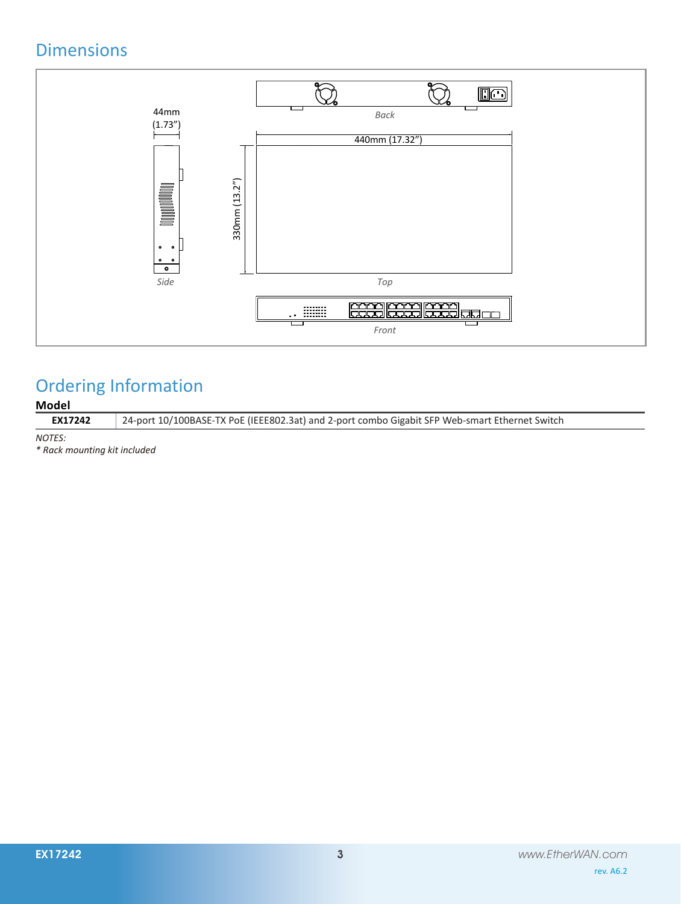## Dimensions

44mm
(1.73”)

Side

Back

440mm (17.32”)

330mm (13.2”)

Top

Front

## Ordering Information

**Model**

| | |
|---|---|
| **EX17242** | 24-port 10/100BASE-TX PoE (IEEE802.3at) and 2-port combo Gigabit SFP Web-smart Ethernet Switch |

*NOTES:*
*\* Rack mounting kit included*